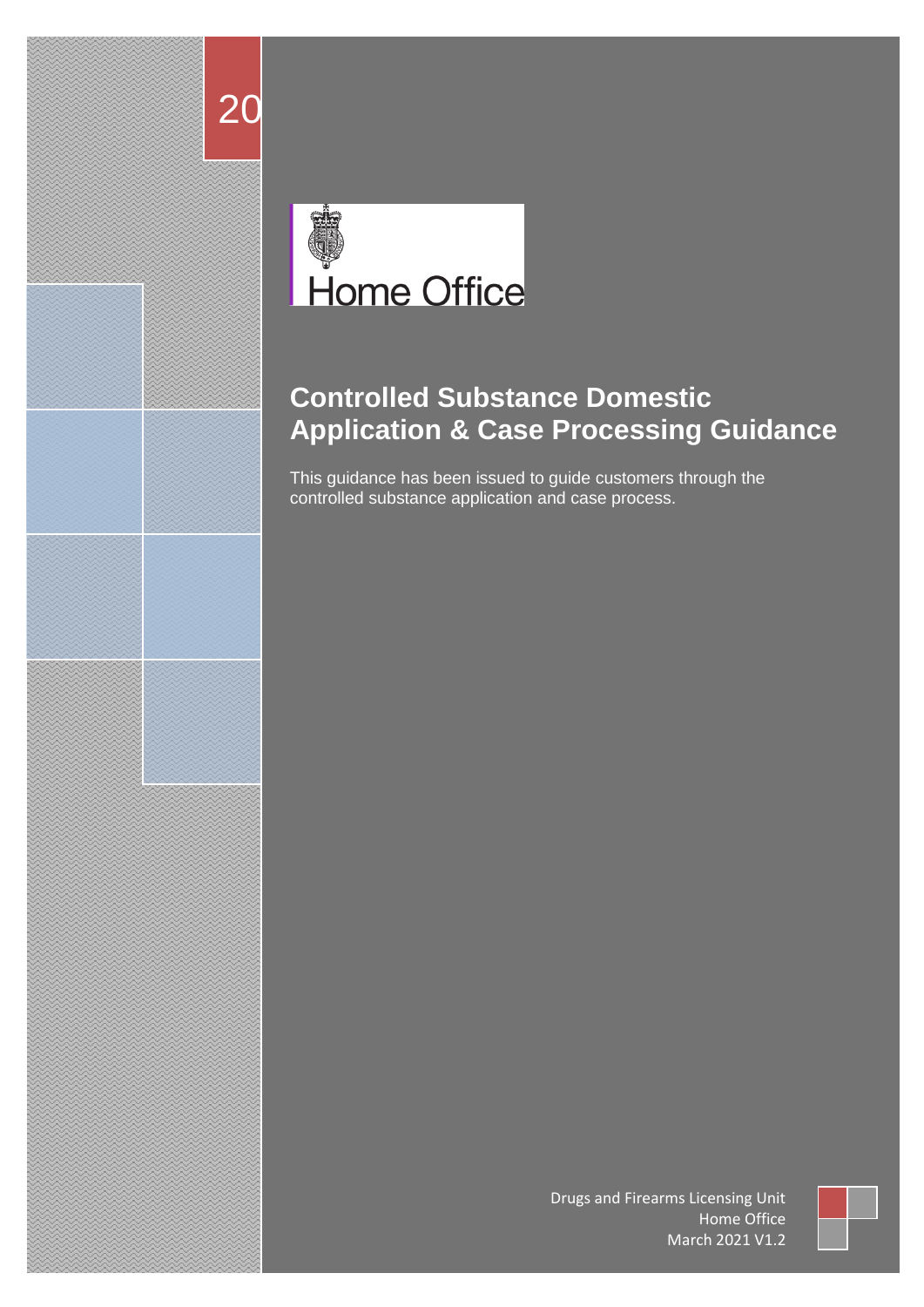20

Home Office

# Controlled Substance Domestic Application & Case Processing Guidance

This guidance has been issued to guide customers through the controlled substance application and case process.

Drugs and Firearms Licensing Unit
Home Office
March 2021 V1.2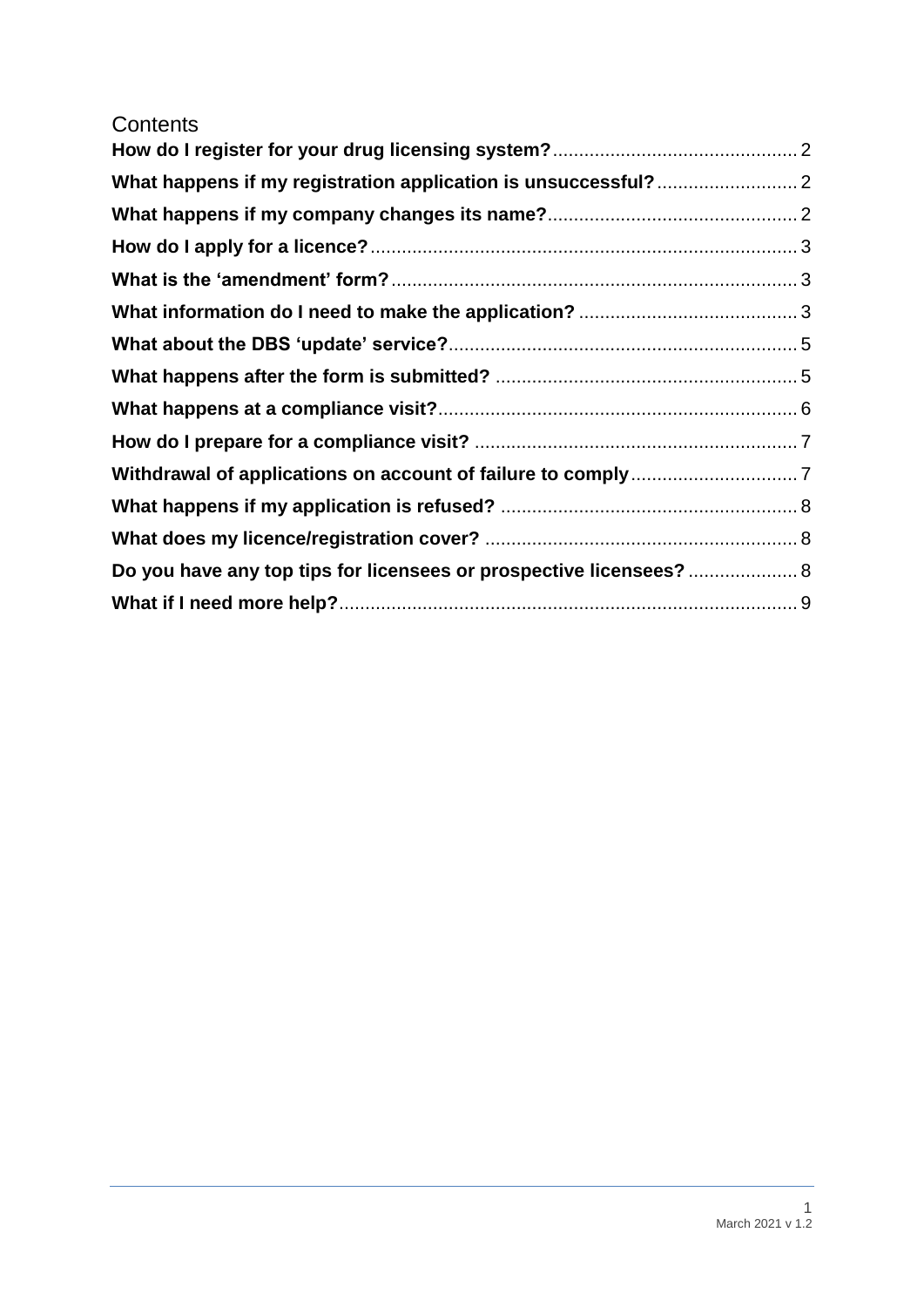# Contents

**How do I register for your drug licensing system?** .... 2

**What happens if my registration application is unsuccessful?** .... 2

**What happens if my company changes its name?** .... 2

**How do I apply for a licence?** .... 3

**What is the 'amendment' form?** .... 3

**What information do I need to make the application?** .... 3

**What about the DBS 'update' service?** .... 5

**What happens after the form is submitted?** .... 5

**What happens at a compliance visit?** .... 6

**How do I prepare for a compliance visit?** .... 7

**Withdrawal of applications on account of failure to comply** .... 7

**What happens if my application is refused?** .... 8

**What does my licence/registration cover?** .... 8

**Do you have any top tips for licensees or prospective licensees?** .... 8

**What if I need more help?** .... 9

March 2021 v 1.2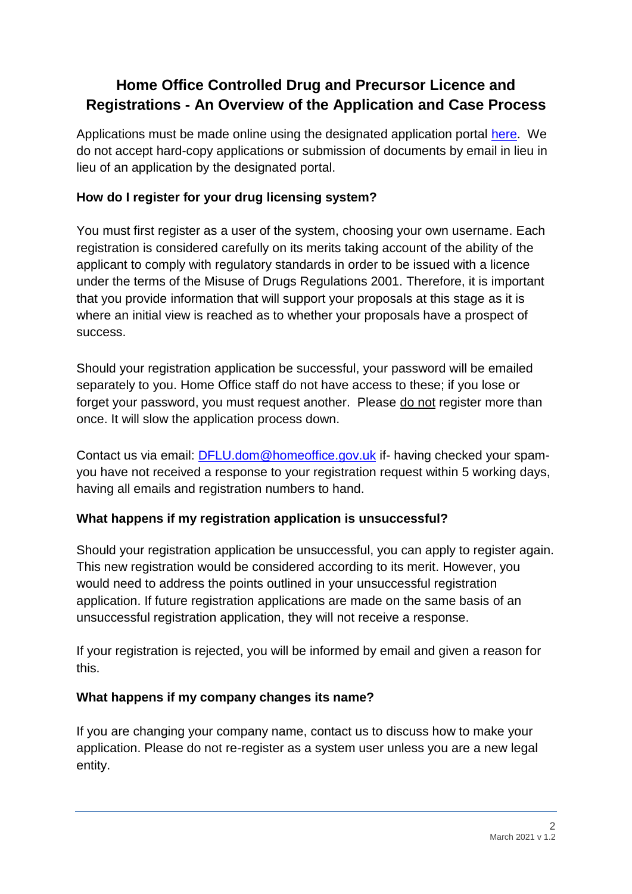# Home Office Controlled Drug and Precursor Licence and Registrations - An Overview of the Application and Case Process

Applications must be made online using the designated application portal [here](). We do not accept hard-copy applications or submission of documents by email in lieu in lieu of an application by the designated portal.

### How do I register for your drug licensing system?

You must first register as a user of the system, choosing your own username. Each registration is considered carefully on its merits taking account of the ability of the applicant to comply with regulatory standards in order to be issued with a licence under the terms of the Misuse of Drugs Regulations 2001. Therefore, it is important that you provide information that will support your proposals at this stage as it is where an initial view is reached as to whether your proposals have a prospect of success.

Should your registration application be successful, your password will be emailed separately to you. Home Office staff do not have access to these; if you lose or forget your password, you must request another. Please <u>do not</u> register more than once. It will slow the application process down.

Contact us via email: [DFLU.dom@homeoffice.gov.uk](mailto:DFLU.dom@homeoffice.gov.uk) if- having checked your spam- you have not received a response to your registration request within 5 working days, having all emails and registration numbers to hand.

### What happens if my registration application is unsuccessful?

Should your registration application be unsuccessful, you can apply to register again. This new registration would be considered according to its merit. However, you would need to address the points outlined in your unsuccessful registration application. If future registration applications are made on the same basis of an unsuccessful registration application, they will not receive a response.

If your registration is rejected, you will be informed by email and given a reason for this.

### What happens if my company changes its name?

If you are changing your company name, contact us to discuss how to make your application. Please do not re-register as a system user unless you are a new legal entity.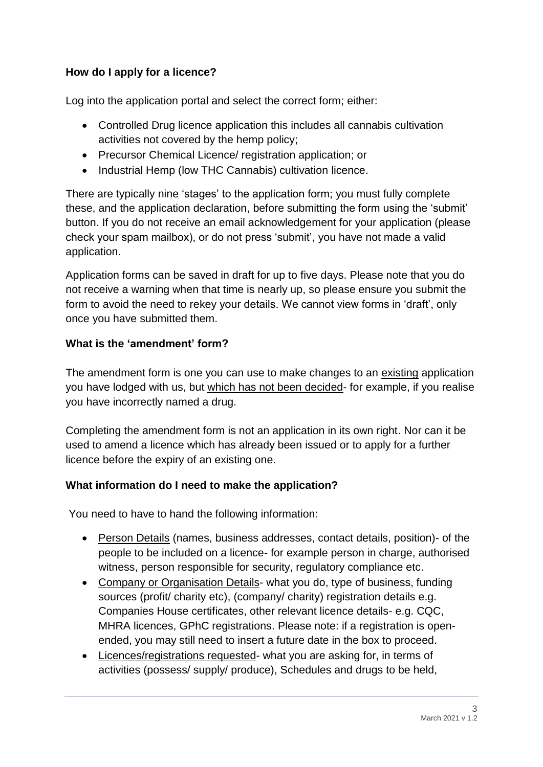### How do I apply for a licence?

Log into the application portal and select the correct form; either:

- Controlled Drug licence application this includes all cannabis cultivation activities not covered by the hemp policy;
- Precursor Chemical Licence/ registration application; or
- Industrial Hemp (low THC Cannabis) cultivation licence.

There are typically nine 'stages' to the application form; you must fully complete these, and the application declaration, before submitting the form using the 'submit' button. If you do not receive an email acknowledgement for your application (please check your spam mailbox), or do not press 'submit', you have not made a valid application.

Application forms can be saved in draft for up to five days. Please note that you do not receive a warning when that time is nearly up, so please ensure you submit the form to avoid the need to rekey your details. We cannot view forms in 'draft', only once you have submitted them.

### What is the 'amendment' form?

The amendment form is one you can use to make changes to an existing application you have lodged with us, but which has not been decided- for example, if you realise you have incorrectly named a drug.

Completing the amendment form is not an application in its own right. Nor can it be used to amend a licence which has already been issued or to apply for a further licence before the expiry of an existing one.

### What information do I need to make the application?

You need to have to hand the following information:

- Person Details (names, business addresses, contact details, position)- of the people to be included on a licence- for example person in charge, authorised witness, person responsible for security, regulatory compliance etc.
- Company or Organisation Details- what you do, type of business, funding sources (profit/ charity etc), (company/ charity) registration details e.g. Companies House certificates, other relevant licence details- e.g. CQC, MHRA licences, GPhC registrations. Please note: if a registration is open-ended, you may still need to insert a future date in the box to proceed.
- Licences/registrations requested- what you are asking for, in terms of activities (possess/ supply/ produce), Schedules and drugs to be held,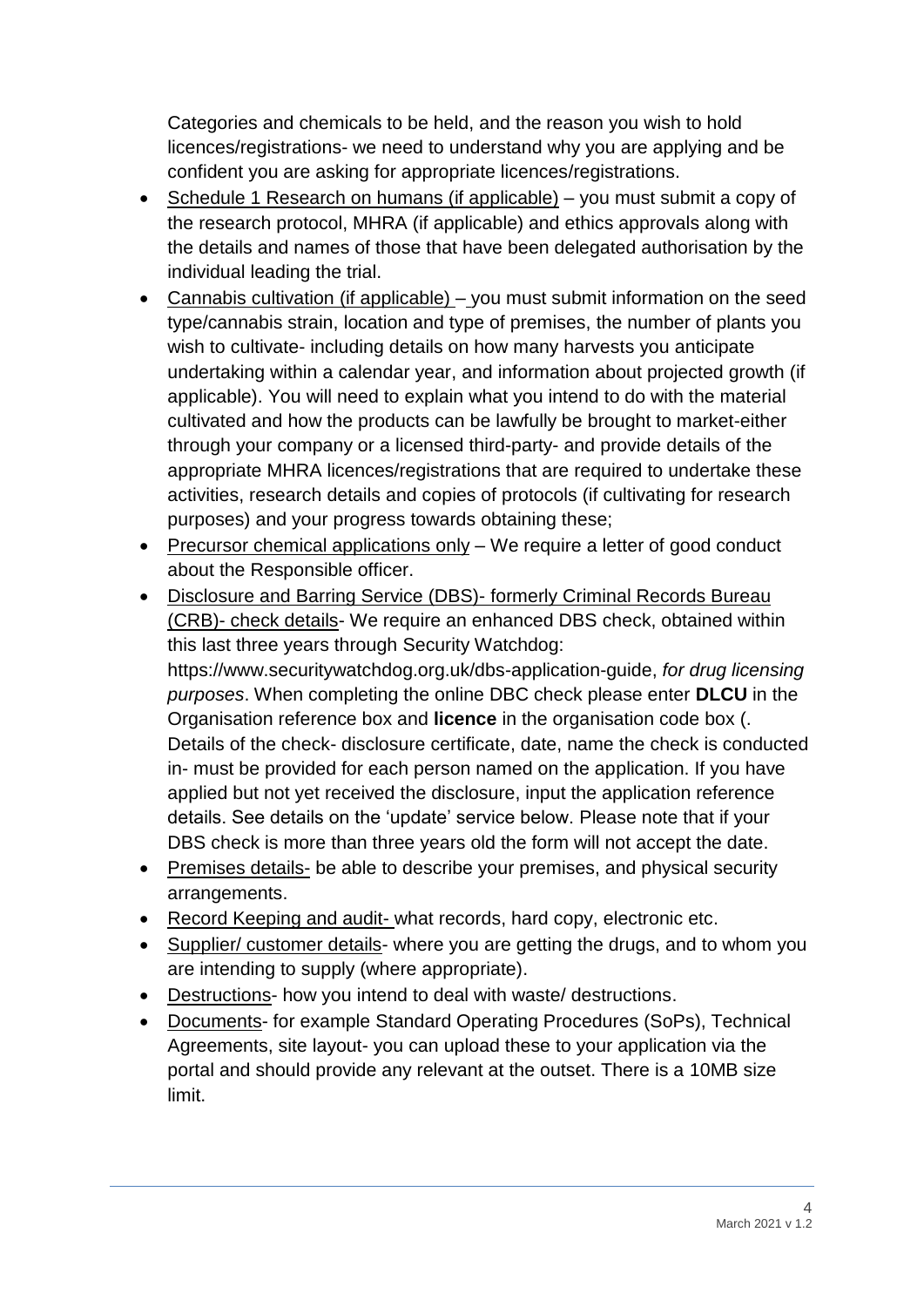Categories and chemicals to be held, and the reason you wish to hold licences/registrations- we need to understand why you are applying and be confident you are asking for appropriate licences/registrations.

- Schedule 1 Research on humans (if applicable) – you must submit a copy of the research protocol, MHRA (if applicable) and ethics approvals along with the details and names of those that have been delegated authorisation by the individual leading the trial.
- Cannabis cultivation (if applicable) – you must submit information on the seed type/cannabis strain, location and type of premises, the number of plants you wish to cultivate- including details on how many harvests you anticipate undertaking within a calendar year, and information about projected growth (if applicable). You will need to explain what you intend to do with the material cultivated and how the products can be lawfully be brought to market-either through your company or a licensed third-party- and provide details of the appropriate MHRA licences/registrations that are required to undertake these activities, research details and copies of protocols (if cultivating for research purposes) and your progress towards obtaining these;
- Precursor chemical applications only – We require a letter of good conduct about the Responsible officer.
- Disclosure and Barring Service (DBS)- formerly Criminal Records Bureau (CRB)- check details- We require an enhanced DBS check, obtained within this last three years through Security Watchdog: https://www.securitywatchdog.org.uk/dbs-application-guide, *for drug licensing purposes*. When completing the online DBC check please enter **DLCU** in the Organisation reference box and **licence** in the organisation code box (. Details of the check- disclosure certificate, date, name the check is conducted in- must be provided for each person named on the application. If you have applied but not yet received the disclosure, input the application reference details. See details on the 'update' service below. Please note that if your DBS check is more than three years old the form will not accept the date.
- Premises details- be able to describe your premises, and physical security arrangements.
- Record Keeping and audit- what records, hard copy, electronic etc.
- Supplier/ customer details- where you are getting the drugs, and to whom you are intending to supply (where appropriate).
- Destructions- how you intend to deal with waste/ destructions.
- Documents- for example Standard Operating Procedures (SoPs), Technical Agreements, site layout- you can upload these to your application via the portal and should provide any relevant at the outset. There is a 10MB size limit.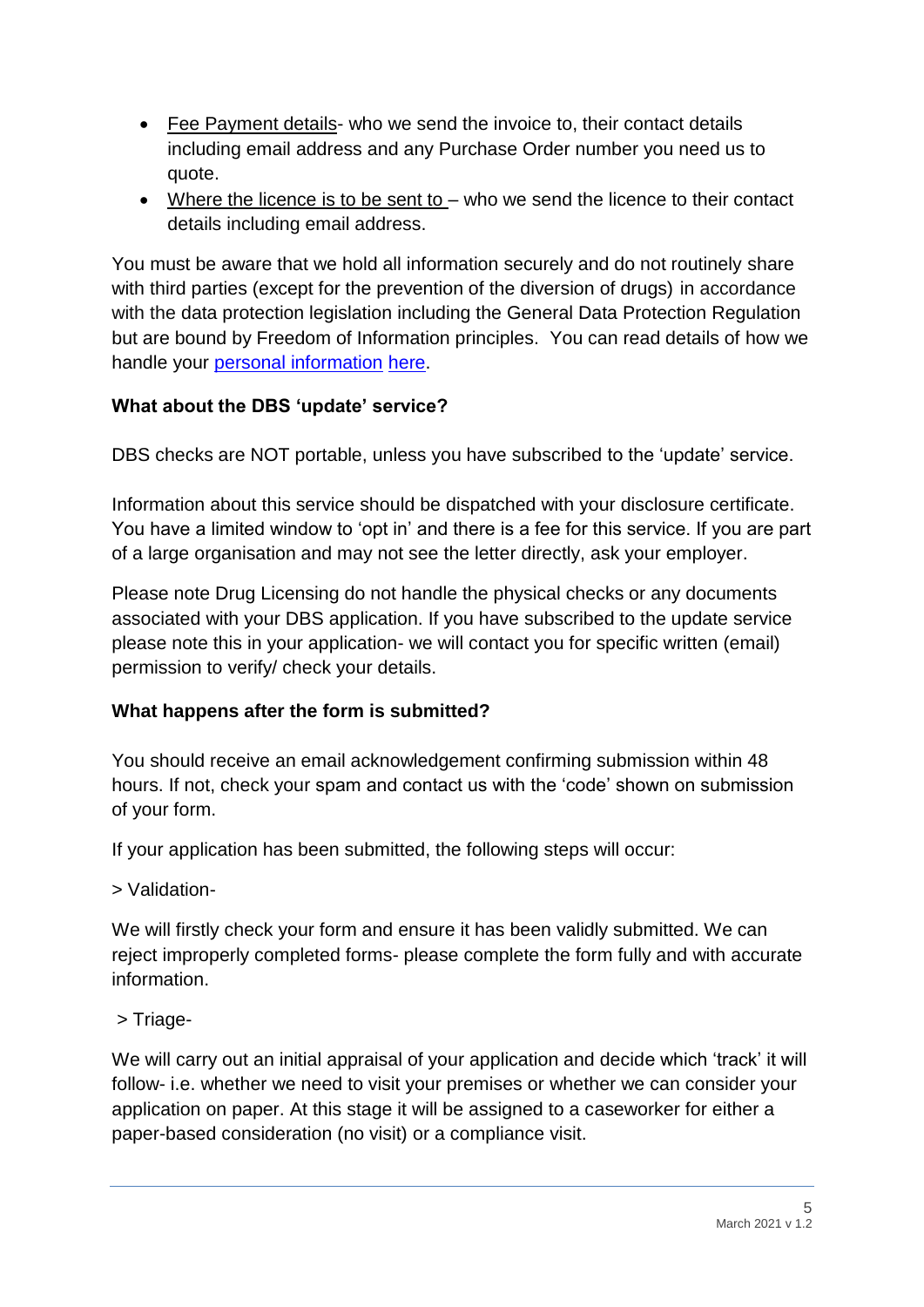- Fee Payment details- who we send the invoice to, their contact details including email address and any Purchase Order number you need us to quote.
- Where the licence is to be sent to – who we send the licence to their contact details including email address.

You must be aware that we hold all information securely and do not routinely share with third parties (except for the prevention of the diversion of drugs) in accordance with the data protection legislation including the General Data Protection Regulation but are bound by Freedom of Information principles. You can read details of how we handle your personal information here.

**What about the DBS 'update' service?**

DBS checks are NOT portable, unless you have subscribed to the 'update' service.

Information about this service should be dispatched with your disclosure certificate. You have a limited window to 'opt in' and there is a fee for this service. If you are part of a large organisation and may not see the letter directly, ask your employer.

Please note Drug Licensing do not handle the physical checks or any documents associated with your DBS application. If you have subscribed to the update service please note this in your application- we will contact you for specific written (email) permission to verify/ check your details.

**What happens after the form is submitted?**

You should receive an email acknowledgement confirming submission within 48 hours. If not, check your spam and contact us with the 'code' shown on submission of your form.

If your application has been submitted, the following steps will occur:

> Validation-

We will firstly check your form and ensure it has been validly submitted. We can reject improperly completed forms- please complete the form fully and with accurate information.

> Triage-

We will carry out an initial appraisal of your application and decide which 'track' it will follow- i.e. whether we need to visit your premises or whether we can consider your application on paper. At this stage it will be assigned to a caseworker for either a paper-based consideration (no visit) or a compliance visit.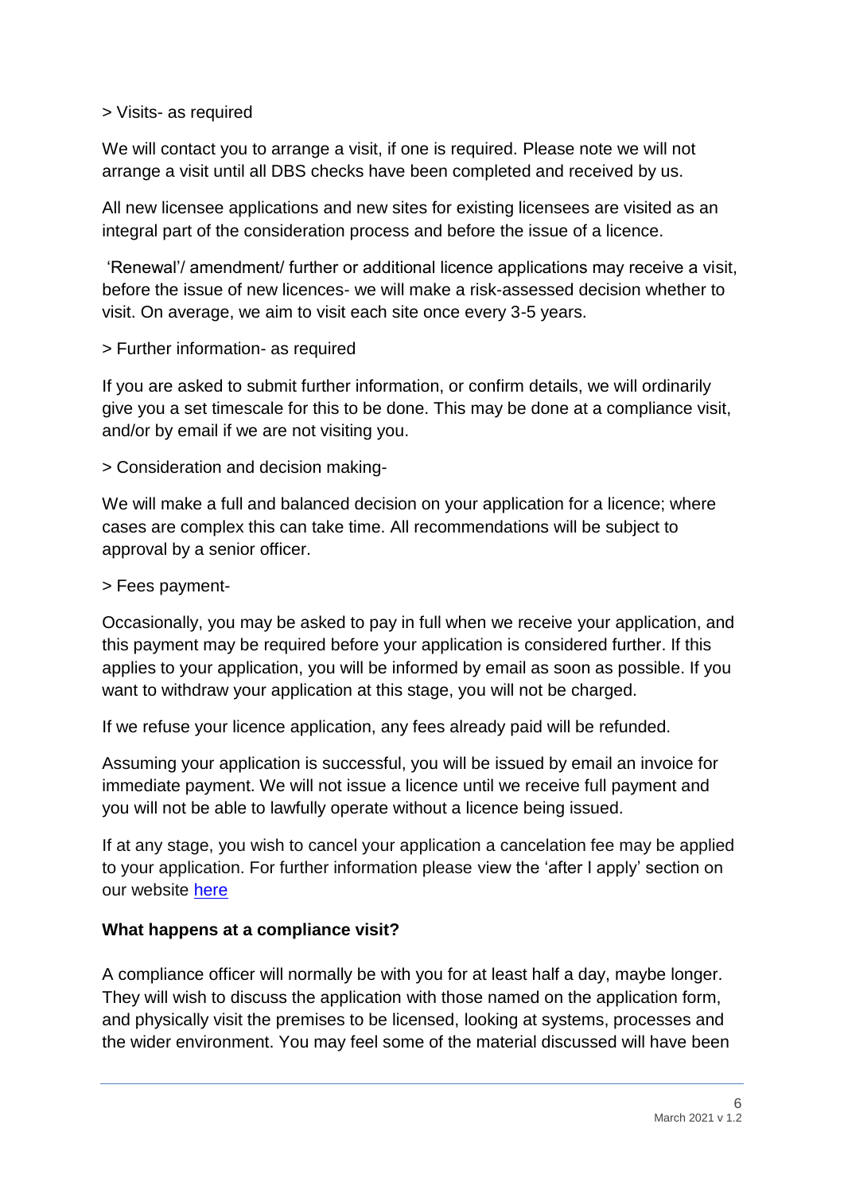> Visits- as required

We will contact you to arrange a visit, if one is required. Please note we will not arrange a visit until all DBS checks have been completed and received by us.

All new licensee applications and new sites for existing licensees are visited as an integral part of the consideration process and before the issue of a licence.

'Renewal'/ amendment/ further or additional licence applications may receive a visit, before the issue of new licences- we will make a risk-assessed decision whether to visit. On average, we aim to visit each site once every 3-5 years.

> Further information- as required

If you are asked to submit further information, or confirm details, we will ordinarily give you a set timescale for this to be done. This may be done at a compliance visit, and/or by email if we are not visiting you.

> Consideration and decision making-

We will make a full and balanced decision on your application for a licence; where cases are complex this can take time. All recommendations will be subject to approval by a senior officer.

> Fees payment-

Occasionally, you may be asked to pay in full when we receive your application, and this payment may be required before your application is considered further. If this applies to your application, you will be informed by email as soon as possible. If you want to withdraw your application at this stage, you will not be charged.

If we refuse your licence application, any fees already paid will be refunded.

Assuming your application is successful, you will be issued by email an invoice for immediate payment. We will not issue a licence until we receive full payment and you will not be able to lawfully operate without a licence being issued.

If at any stage, you wish to cancel your application a cancelation fee may be applied to your application. For further information please view the 'after I apply' section on our website here

**What happens at a compliance visit?**

A compliance officer will normally be with you for at least half a day, maybe longer. They will wish to discuss the application with those named on the application form, and physically visit the premises to be licensed, looking at systems, processes and the wider environment. You may feel some of the material discussed will have been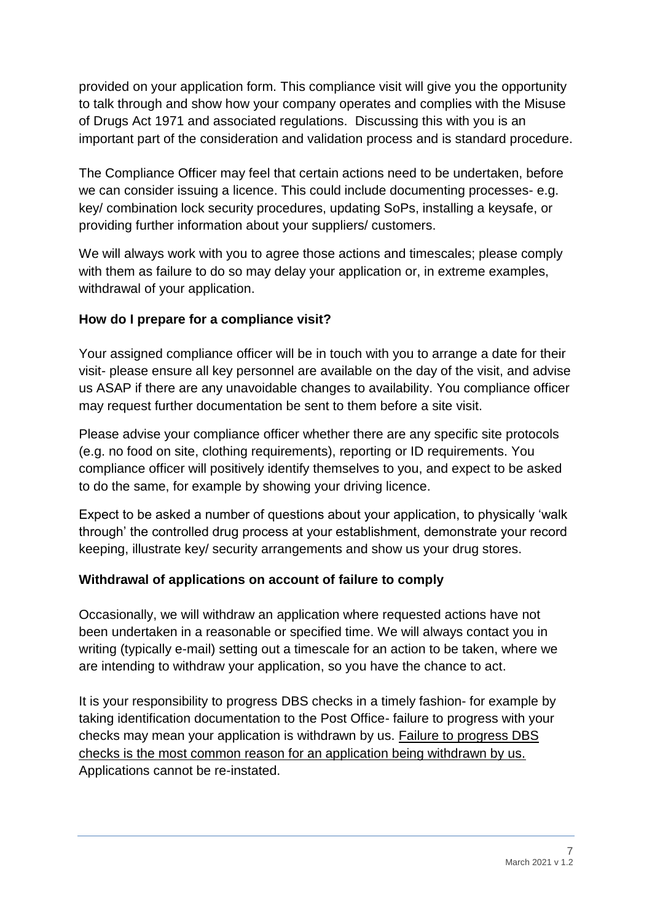provided on your application form. This compliance visit will give you the opportunity to talk through and show how your company operates and complies with the Misuse of Drugs Act 1971 and associated regulations. Discussing this with you is an important part of the consideration and validation process and is standard procedure.

The Compliance Officer may feel that certain actions need to be undertaken, before we can consider issuing a licence. This could include documenting processes- e.g. key/ combination lock security procedures, updating SoPs, installing a keysafe, or providing further information about your suppliers/ customers.

We will always work with you to agree those actions and timescales; please comply with them as failure to do so may delay your application or, in extreme examples, withdrawal of your application.

**How do I prepare for a compliance visit?**

Your assigned compliance officer will be in touch with you to arrange a date for their visit- please ensure all key personnel are available on the day of the visit, and advise us ASAP if there are any unavoidable changes to availability. You compliance officer may request further documentation be sent to them before a site visit.

Please advise your compliance officer whether there are any specific site protocols (e.g. no food on site, clothing requirements), reporting or ID requirements. You compliance officer will positively identify themselves to you, and expect to be asked to do the same, for example by showing your driving licence.

Expect to be asked a number of questions about your application, to physically 'walk through' the controlled drug process at your establishment, demonstrate your record keeping, illustrate key/ security arrangements and show us your drug stores.

**Withdrawal of applications on account of failure to comply**

Occasionally, we will withdraw an application where requested actions have not been undertaken in a reasonable or specified time. We will always contact you in writing (typically e-mail) setting out a timescale for an action to be taken, where we are intending to withdraw your application, so you have the chance to act.

It is your responsibility to progress DBS checks in a timely fashion- for example by taking identification documentation to the Post Office- failure to progress with your checks may mean your application is withdrawn by us. <u>Failure to progress DBS checks is the most common reason for an application being withdrawn by us.</u> Applications cannot be re-instated.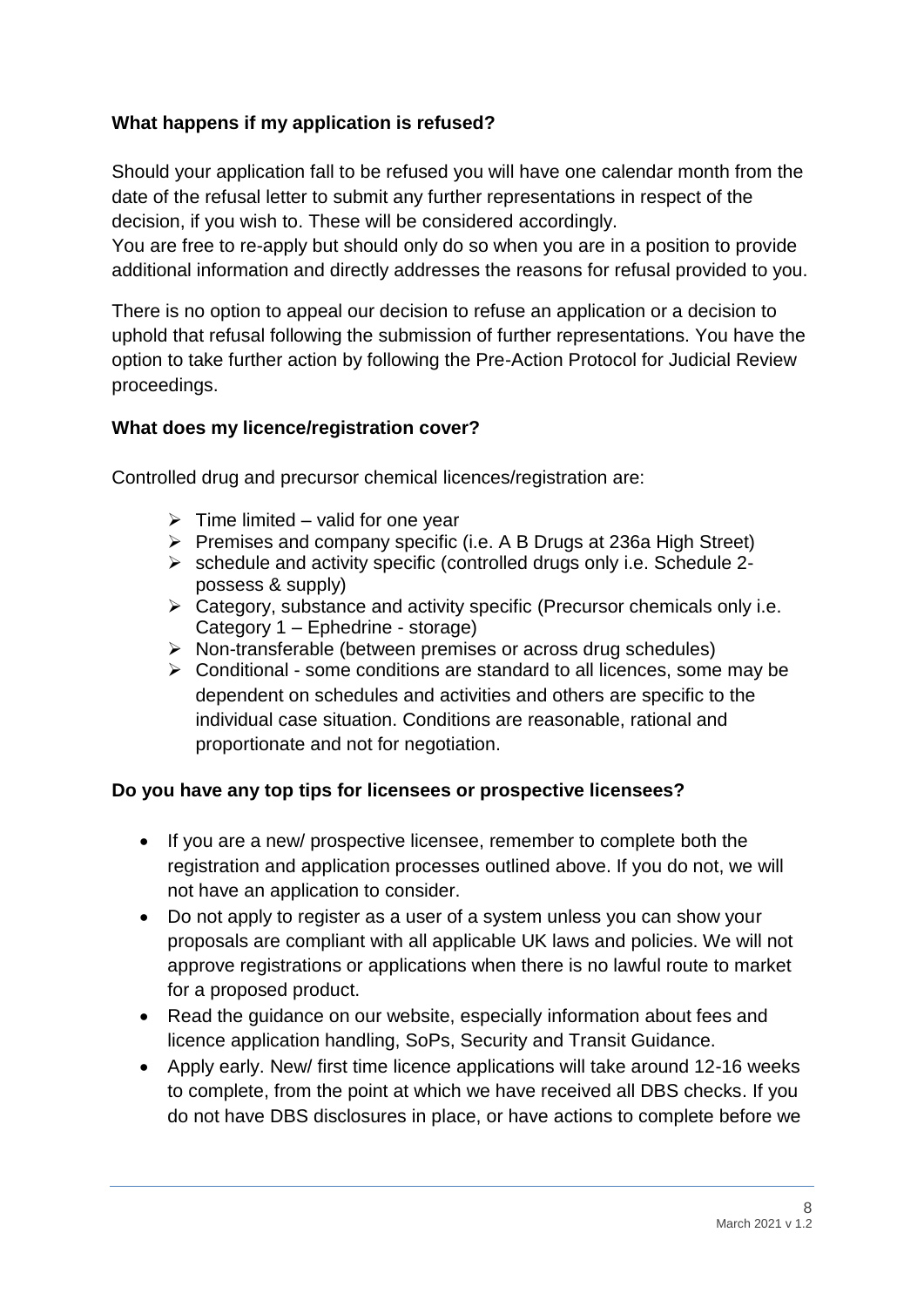### What happens if my application is refused?

Should your application fall to be refused you will have one calendar month from the date of the refusal letter to submit any further representations in respect of the decision, if you wish to. These will be considered accordingly.
You are free to re-apply but should only do so when you are in a position to provide additional information and directly addresses the reasons for refusal provided to you.

There is no option to appeal our decision to refuse an application or a decision to uphold that refusal following the submission of further representations. You have the option to take further action by following the Pre-Action Protocol for Judicial Review proceedings.

### What does my licence/registration cover?

Controlled drug and precursor chemical licences/registration are:

- Time limited – valid for one year
- Premises and company specific (i.e. A B Drugs at 236a High Street)
- schedule and activity specific (controlled drugs only i.e. Schedule 2- possess & supply)
- Category, substance and activity specific (Precursor chemicals only i.e. Category 1 – Ephedrine - storage)
- Non-transferable (between premises or across drug schedules)
- Conditional - some conditions are standard to all licences, some may be dependent on schedules and activities and others are specific to the individual case situation. Conditions are reasonable, rational and proportionate and not for negotiation.

### Do you have any top tips for licensees or prospective licensees?

- If you are a new/ prospective licensee, remember to complete both the registration and application processes outlined above. If you do not, we will not have an application to consider.
- Do not apply to register as a user of a system unless you can show your proposals are compliant with all applicable UK laws and policies. We will not approve registrations or applications when there is no lawful route to market for a proposed product.
- Read the guidance on our website, especially information about fees and licence application handling, SoPs, Security and Transit Guidance.
- Apply early. New/ first time licence applications will take around 12-16 weeks to complete, from the point at which we have received all DBS checks. If you do not have DBS disclosures in place, or have actions to complete before we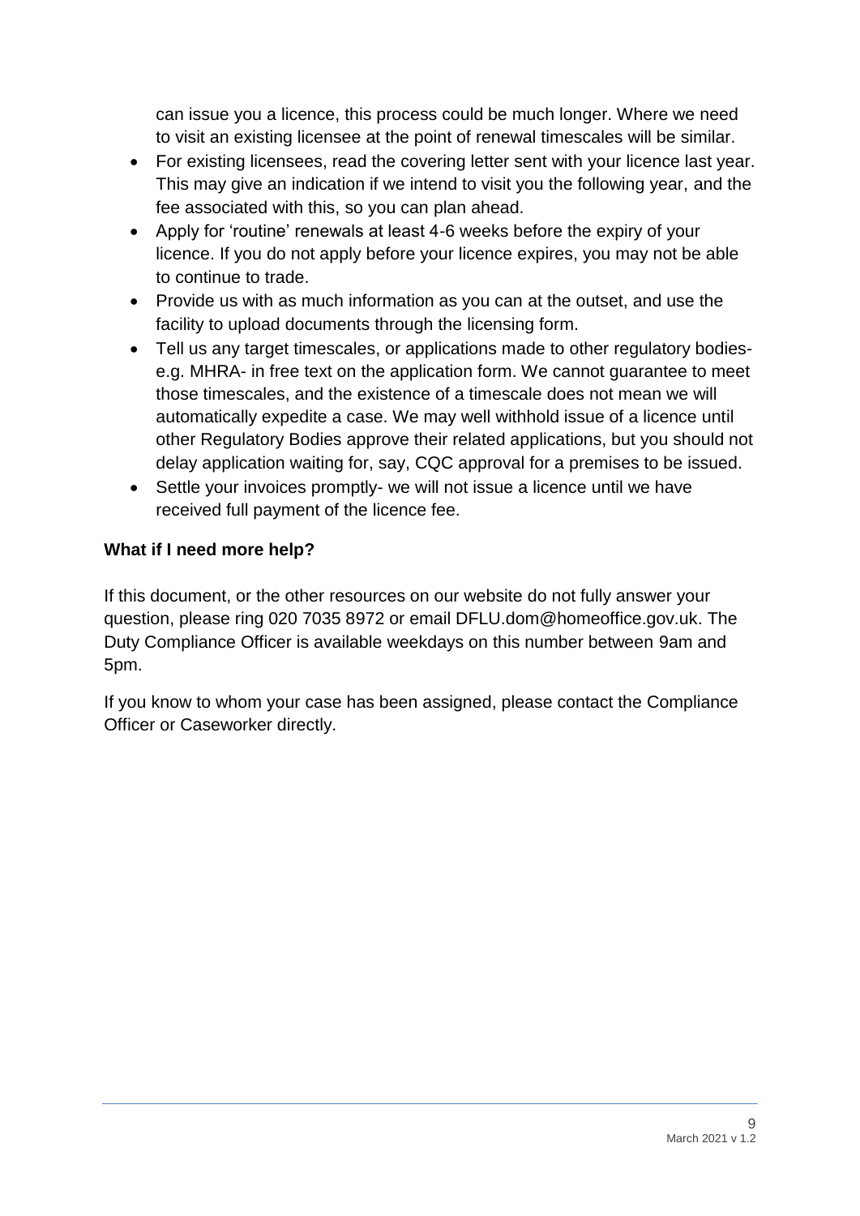can issue you a licence, this process could be much longer. Where we need to visit an existing licensee at the point of renewal timescales will be similar.

- For existing licensees, read the covering letter sent with your licence last year. This may give an indication if we intend to visit you the following year, and the fee associated with this, so you can plan ahead.
- Apply for 'routine' renewals at least 4-6 weeks before the expiry of your licence. If you do not apply before your licence expires, you may not be able to continue to trade.
- Provide us with as much information as you can at the outset, and use the facility to upload documents through the licensing form.
- Tell us any target timescales, or applications made to other regulatory bodies- e.g. MHRA- in free text on the application form. We cannot guarantee to meet those timescales, and the existence of a timescale does not mean we will automatically expedite a case. We may well withhold issue of a licence until other Regulatory Bodies approve their related applications, but you should not delay application waiting for, say, CQC approval for a premises to be issued.
- Settle your invoices promptly- we will not issue a licence until we have received full payment of the licence fee.

**What if I need more help?**

If this document, or the other resources on our website do not fully answer your question, please ring 020 7035 8972 or email DFLU.dom@homeoffice.gov.uk. The Duty Compliance Officer is available weekdays on this number between 9am and 5pm.

If you know to whom your case has been assigned, please contact the Compliance Officer or Caseworker directly.